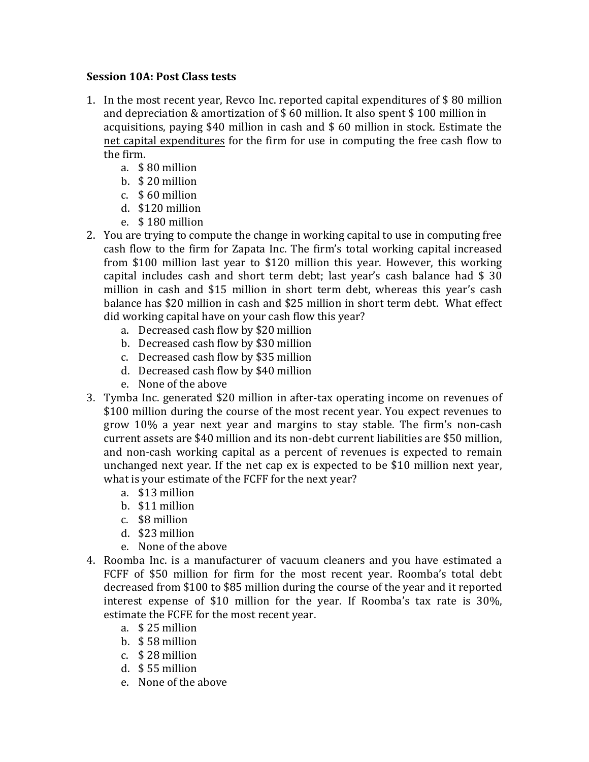**Session 10A: Post Class tests**

1. In the most recent year, Revco Inc. reported capital expenditures of $ 80 million and depreciation & amortization of $ 60 million. It also spent $ 100 million in acquisitions, paying $40 million in cash and $ 60 million in stock. Estimate the <u>net capital expenditures</u> for the firm for use in computing the free cash flow to the firm.
   a. $ 80 million
   b. $ 20 million
   c. $ 60 million
   d. $120 million
   e. $ 180 million
2. You are trying to compute the change in working capital to use in computing free cash flow to the firm for Zapata Inc. The firm's total working capital increased from $100 million last year to $120 million this year. However, this working capital includes cash and short term debt; last year's cash balance had $ 30 million in cash and $15 million in short term debt, whereas this year's cash balance has $20 million in cash and $25 million in short term debt. What effect did working capital have on your cash flow this year?
   a. Decreased cash flow by $20 million
   b. Decreased cash flow by $30 million
   c. Decreased cash flow by $35 million
   d. Decreased cash flow by $40 million
   e. None of the above
3. Tymba Inc. generated $20 million in after-tax operating income on revenues of $100 million during the course of the most recent year. You expect revenues to grow 10% a year next year and margins to stay stable. The firm's non-cash current assets are $40 million and its non-debt current liabilities are $50 million, and non-cash working capital as a percent of revenues is expected to remain unchanged next year. If the net cap ex is expected to be $10 million next year, what is your estimate of the FCFF for the next year?
   a. $13 million
   b. $11 million
   c. $8 million
   d. $23 million
   e. None of the above
4. Roomba Inc. is a manufacturer of vacuum cleaners and you have estimated a FCFF of $50 million for firm for the most recent year. Roomba's total debt decreased from $100 to $85 million during the course of the year and it reported interest expense of $10 million for the year. If Roomba's tax rate is 30%, estimate the FCFE for the most recent year.
   a. $ 25 million
   b. $ 58 million
   c. $ 28 million
   d. $ 55 million
   e. None of the above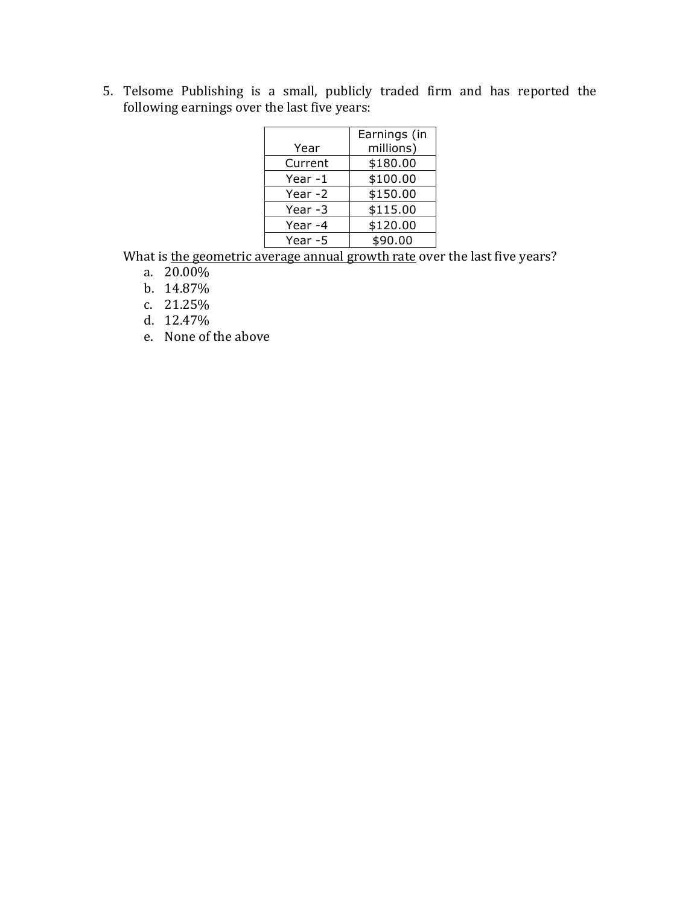5. Telsome Publishing is a small, publicly traded firm and has reported the following earnings over the last five years:

| Year | Earnings (in millions) |
|---|---|
| Current | $180.00 |
| Year -1 | $100.00 |
| Year -2 | $150.00 |
| Year -3 | $115.00 |
| Year -4 | $120.00 |
| Year -5 | $90.00 |

What is <u>the geometric average annual growth rate</u> over the last five years?

a. 20.00%
b. 14.87%
c. 21.25%
d. 12.47%
e. None of the above